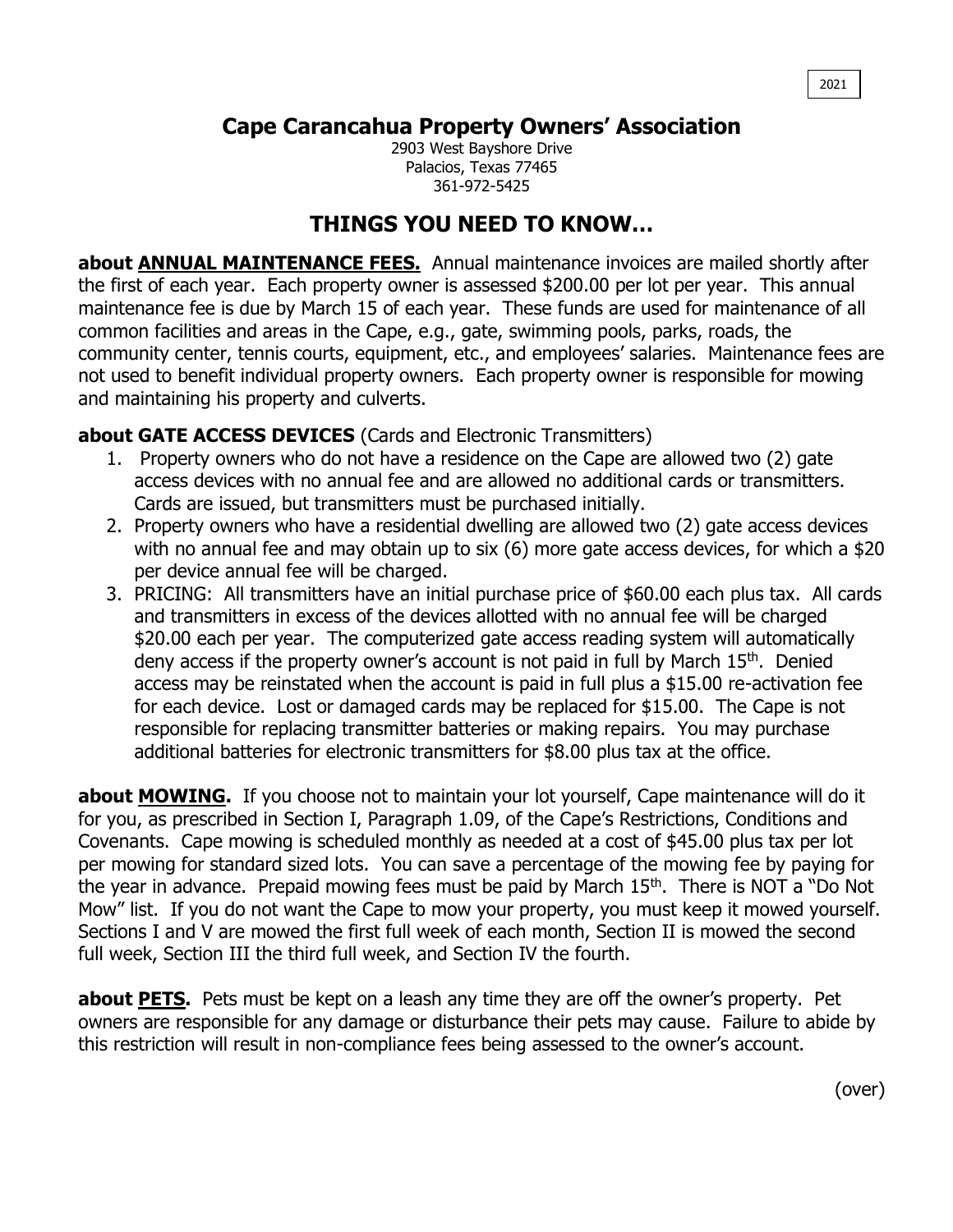2021

# Cape Carancahua Property Owners' Association

2903 West Bayshore Drive
Palacios, Texas 77465
361-972-5425

## THINGS YOU NEED TO KNOW…

**about <u>ANNUAL MAINTENANCE FEES.</u>** Annual maintenance invoices are mailed shortly after the first of each year. Each property owner is assessed $200.00 per lot per year. This annual maintenance fee is due by March 15 of each year. These funds are used for maintenance of all common facilities and areas in the Cape, e.g., gate, swimming pools, parks, roads, the community center, tennis courts, equipment, etc., and employees' salaries. Maintenance fees are not used to benefit individual property owners. Each property owner is responsible for mowing and maintaining his property and culverts.

**about GATE ACCESS DEVICES** (Cards and Electronic Transmitters)

1. Property owners who do not have a residence on the Cape are allowed two (2) gate access devices with no annual fee and are allowed no additional cards or transmitters. Cards are issued, but transmitters must be purchased initially.
2. Property owners who have a residential dwelling are allowed two (2) gate access devices with no annual fee and may obtain up to six (6) more gate access devices, for which a $20 per device annual fee will be charged.
3. PRICING: All transmitters have an initial purchase price of $60.00 each plus tax. All cards and transmitters in excess of the devices allotted with no annual fee will be charged $20.00 each per year. The computerized gate access reading system will automatically deny access if the property owner's account is not paid in full by March 15th. Denied access may be reinstated when the account is paid in full plus a $15.00 re-activation fee for each device. Lost or damaged cards may be replaced for $15.00. The Cape is not responsible for replacing transmitter batteries or making repairs. You may purchase additional batteries for electronic transmitters for $8.00 plus tax at the office.

**about <u>MOWING</u>.** If you choose not to maintain your lot yourself, Cape maintenance will do it for you, as prescribed in Section I, Paragraph 1.09, of the Cape's Restrictions, Conditions and Covenants. Cape mowing is scheduled monthly as needed at a cost of $45.00 plus tax per lot per mowing for standard sized lots. You can save a percentage of the mowing fee by paying for the year in advance. Prepaid mowing fees must be paid by March 15th. There is NOT a "Do Not Mow" list. If you do not want the Cape to mow your property, you must keep it mowed yourself. Sections I and V are mowed the first full week of each month, Section II is mowed the second full week, Section III the third full week, and Section IV the fourth.

**about <u>PETS</u>.** Pets must be kept on a leash any time they are off the owner's property. Pet owners are responsible for any damage or disturbance their pets may cause. Failure to abide by this restriction will result in non-compliance fees being assessed to the owner's account.

(over)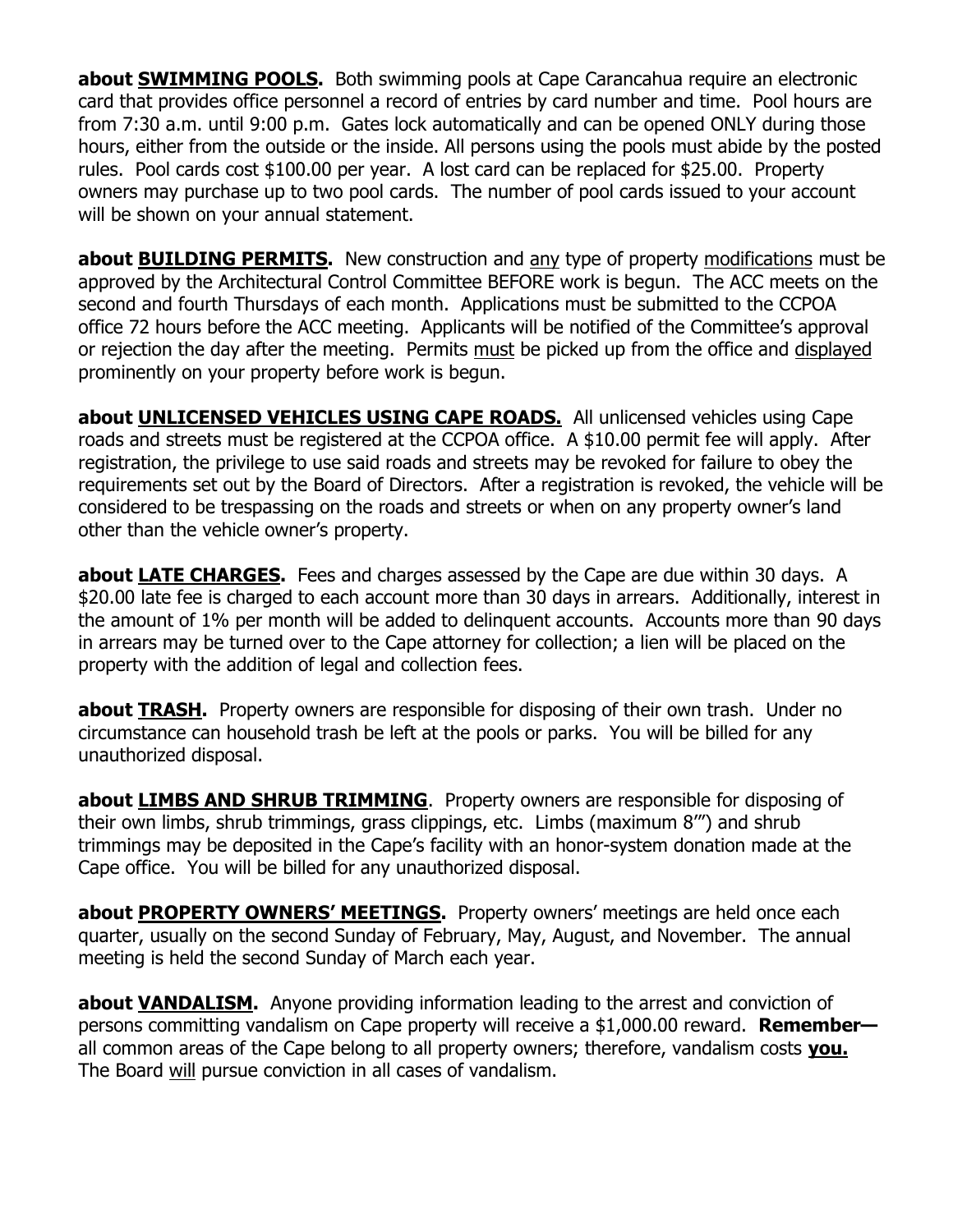**about <u>SWIMMING POOLS</u>.** Both swimming pools at Cape Carancahua require an electronic card that provides office personnel a record of entries by card number and time. Pool hours are from 7:30 a.m. until 9:00 p.m. Gates lock automatically and can be opened ONLY during those hours, either from the outside or the inside. All persons using the pools must abide by the posted rules. Pool cards cost $100.00 per year. A lost card can be replaced for $25.00. Property owners may purchase up to two pool cards. The number of pool cards issued to your account will be shown on your annual statement.

**about <u>BUILDING PERMITS</u>.** New construction and <u>any</u> type of property <u>modifications</u> must be approved by the Architectural Control Committee BEFORE work is begun. The ACC meets on the second and fourth Thursdays of each month. Applications must be submitted to the CCPOA office 72 hours before the ACC meeting. Applicants will be notified of the Committee's approval or rejection the day after the meeting. Permits <u>must</u> be picked up from the office and <u>displayed</u> prominently on your property before work is begun.

**about <u>UNLICENSED VEHICLES USING CAPE ROADS.</u>** All unlicensed vehicles using Cape roads and streets must be registered at the CCPOA office. A $10.00 permit fee will apply. After registration, the privilege to use said roads and streets may be revoked for failure to obey the requirements set out by the Board of Directors. After a registration is revoked, the vehicle will be considered to be trespassing on the roads and streets or when on any property owner's land other than the vehicle owner's property.

**about <u>LATE CHARGES</u>.** Fees and charges assessed by the Cape are due within 30 days. A $20.00 late fee is charged to each account more than 30 days in arrears. Additionally, interest in the amount of 1% per month will be added to delinquent accounts. Accounts more than 90 days in arrears may be turned over to the Cape attorney for collection; a lien will be placed on the property with the addition of legal and collection fees.

**about <u>TRASH</u>.** Property owners are responsible for disposing of their own trash. Under no circumstance can household trash be left at the pools or parks. You will be billed for any unauthorized disposal.

**about <u>LIMBS AND SHRUB TRIMMING</u>**. Property owners are responsible for disposing of their own limbs, shrub trimmings, grass clippings, etc. Limbs (maximum 8'") and shrub trimmings may be deposited in the Cape's facility with an honor-system donation made at the Cape office. You will be billed for any unauthorized disposal.

**about <u>PROPERTY OWNERS' MEETINGS</u>.** Property owners' meetings are held once each quarter, usually on the second Sunday of February, May, August, and November. The annual meeting is held the second Sunday of March each year.

**about <u>VANDALISM</u>.** Anyone providing information leading to the arrest and conviction of persons committing vandalism on Cape property will receive a $1,000.00 reward. **Remember—** all common areas of the Cape belong to all property owners; therefore, vandalism costs **<u>you.</u>** The Board <u>will</u> pursue conviction in all cases of vandalism.